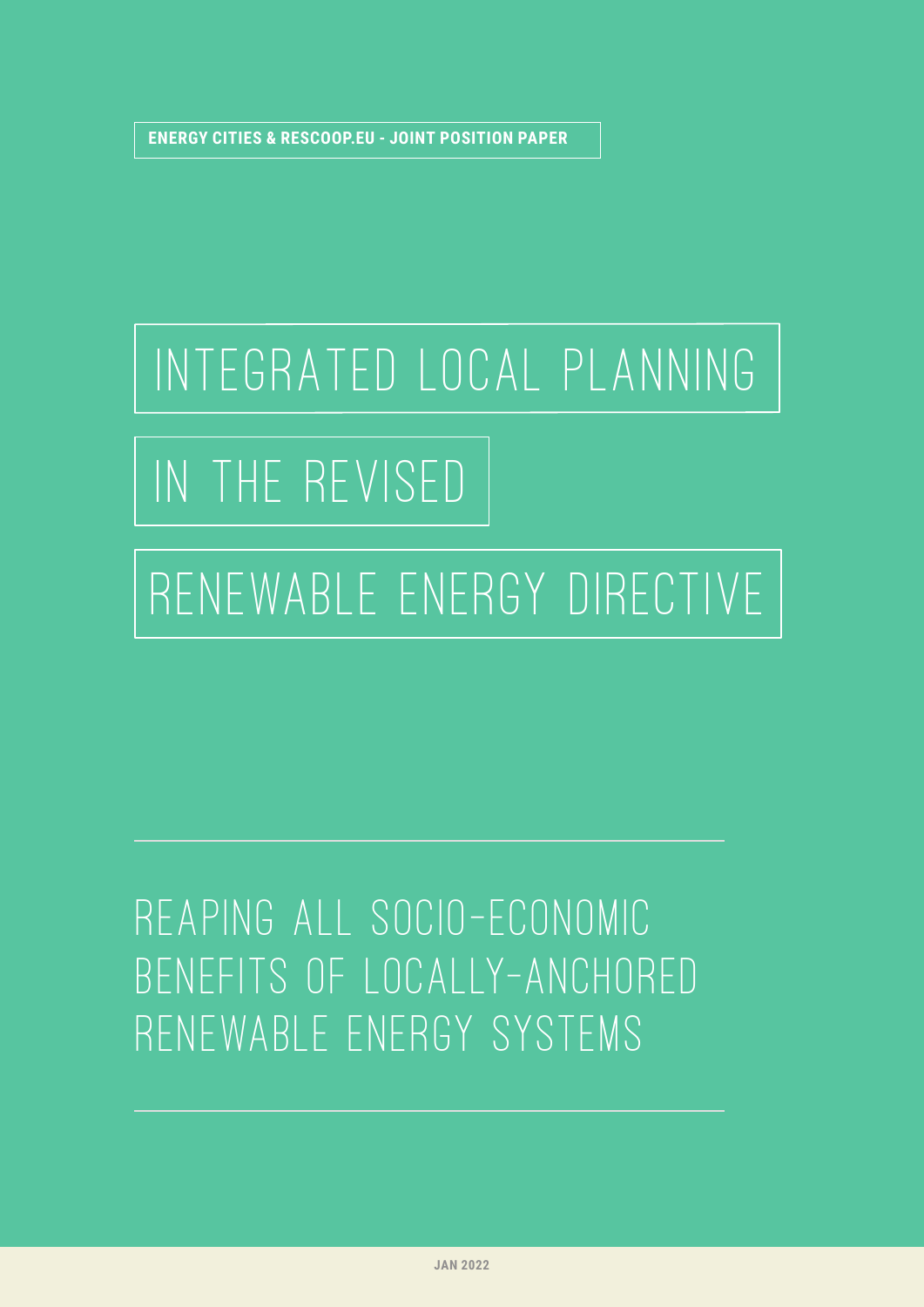**ENERGY CITIES & RESCOOP.EU - JOINT POSITION PAPER**

# INTEGRATED LOCAL PLANNING IN THE REVISED RENEWABLE ENERGY DIRECTIVE

## REAPING ALL SOCIO-ECONOMIC BENEFITS OF LOCALLY-ANCHORED RENEWABLE ENERGY SYSTEMS

JAN 2022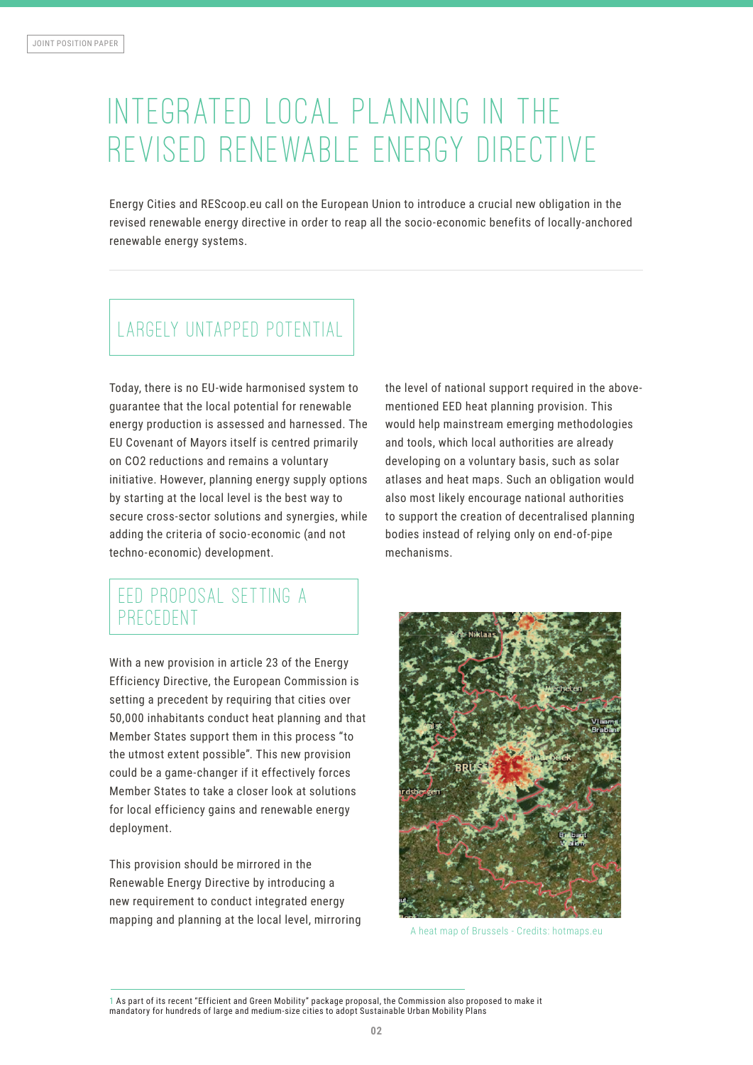# INTEGRATED LOCAL PLANNING IN THE REVISED RENEWABLE ENERGY DIRECTIVE

Energy Cities and REScoop.eu call on the European Union to introduce a crucial new obligation in the revised renewable energy directive in order to reap all the socio-economic benefits of locally-anchored renewable energy systems.

## LARGELY UNTAPPED POTENTIAL

Today, there is no EU-wide harmonised system to guarantee that the local potential for renewable energy production is assessed and harnessed. The EU Covenant of Mayors itself is centred primarily on CO2 reductions and remains a voluntary initiative. However, planning energy supply options by starting at the local level is the best way to secure cross-sector solutions and synergies, while adding the criteria of socio-economic (and not techno-economic) development.

## EED PROPOSAL SETTING A PRECEDENT

With a new provision in article 23 of the Energy Efficiency Directive, the European Commission is setting a precedent by requiring that cities over 50,000 inhabitants conduct heat planning and that Member States support them in this process "to the utmost extent possible". This new provision could be a game-changer if it effectively forces Member States to take a closer look at solutions for local efficiency gains and renewable energy deployment.

This provision should be mirrored in the Renewable Energy Directive by introducing a new requirement to conduct integrated energy mapping and planning at the local level, mirroring the level of national support required in the above-mentioned EED heat planning provision. This would help mainstream emerging methodologies and tools, which local authorities are already developing on a voluntary basis, such as solar atlases and heat maps. Such an obligation would also most likely encourage national authorities to support the creation of decentralised planning bodies instead of relying only on end-of-pipe mechanisms.

A heat map of Brussels - Credits: hotmaps.eu

[1] As part of its recent "Efficient and Green Mobility" package proposal, the Commission also proposed to make it mandatory for hundreds of large and medium-size cities to adopt Sustainable Urban Mobility Plans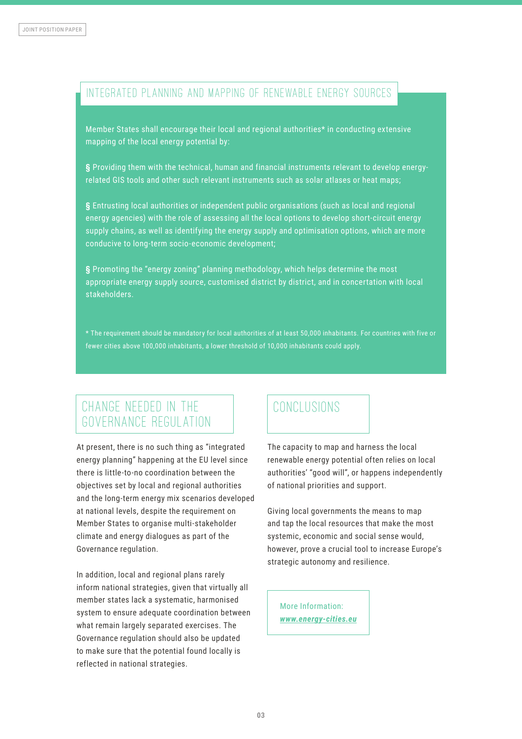## INTEGRATED PLANNING AND MAPPING OF RENEWABLE ENERGY SOURCES

Member States shall encourage their local and regional authorities* in conducting extensive mapping of the local energy potential by:

§ Providing them with the technical, human and financial instruments relevant to develop energy-related GIS tools and other such relevant instruments such as solar atlases or heat maps;

§ Entrusting local authorities or independent public organisations (such as local and regional energy agencies) with the role of assessing all the local options to develop short-circuit energy supply chains, as well as identifying the energy supply and optimisation options, which are more conducive to long-term socio-economic development;

§ Promoting the "energy zoning" planning methodology, which helps determine the most appropriate energy supply source, customised district by district, and in concertation with local stakeholders.

* The requirement should be mandatory for local authorities of at least 50,000 inhabitants. For countries with five or fewer cities above 100,000 inhabitants, a lower threshold of 10,000 inhabitants could apply.

## CHANGE NEEDED IN THE GOVERNANCE REGULATION

At present, there is no such thing as "integrated energy planning" happening at the EU level since there is little-to-no coordination between the objectives set by local and regional authorities and the long-term energy mix scenarios developed at national levels, despite the requirement on Member States to organise multi-stakeholder climate and energy dialogues as part of the Governance regulation.

In addition, local and regional plans rarely inform national strategies, given that virtually all member states lack a systematic, harmonised system to ensure adequate coordination between what remain largely separated exercises. The Governance regulation should also be updated to make sure that the potential found locally is reflected in national strategies.

## CONCLUSIONS

The capacity to map and harness the local renewable energy potential often relies on local authorities' "good will", or happens independently of national priorities and support.

Giving local governments the means to map and tap the local resources that make the most systemic, economic and social sense would, however, prove a crucial tool to increase Europe's strategic autonomy and resilience.

More Information:
***www.energy-cities.eu***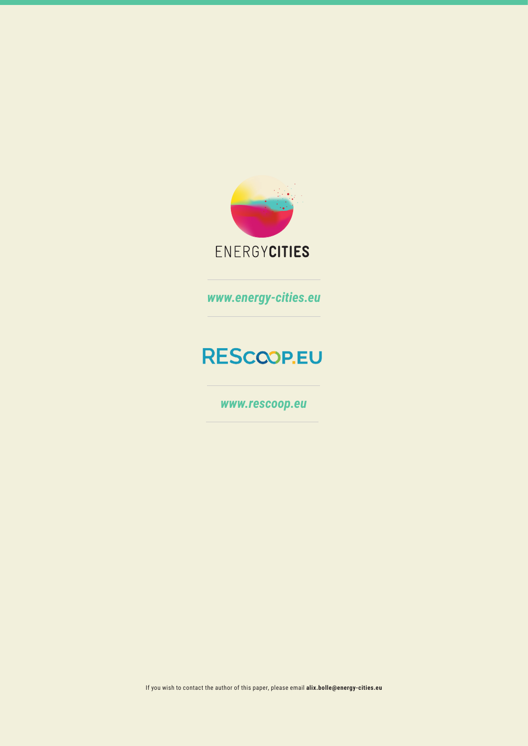ENERGYCITIES

*www.energy-cities.eu*

RESCOOP.EU

*www.rescoop.eu*

If you wish to contact the author of this paper, please email **alix.bolle@energy-cities.eu**